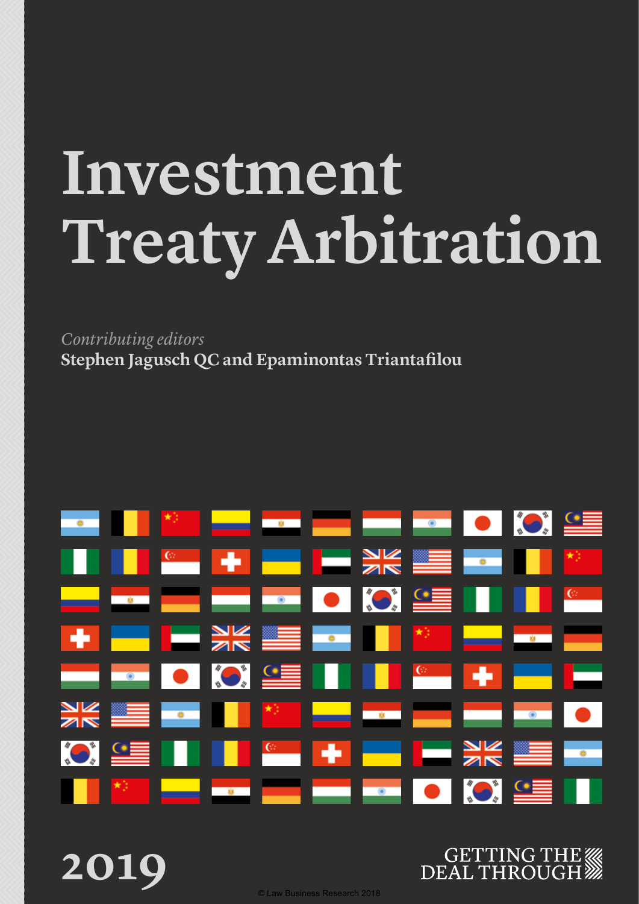# Investment Treaty Arbitration

*Contributing editors*
**Stephen Jagusch QC and Epaminontas Triantafilou**

2019

GETTING THE DEAL THROUGH

© Law Business Research 2018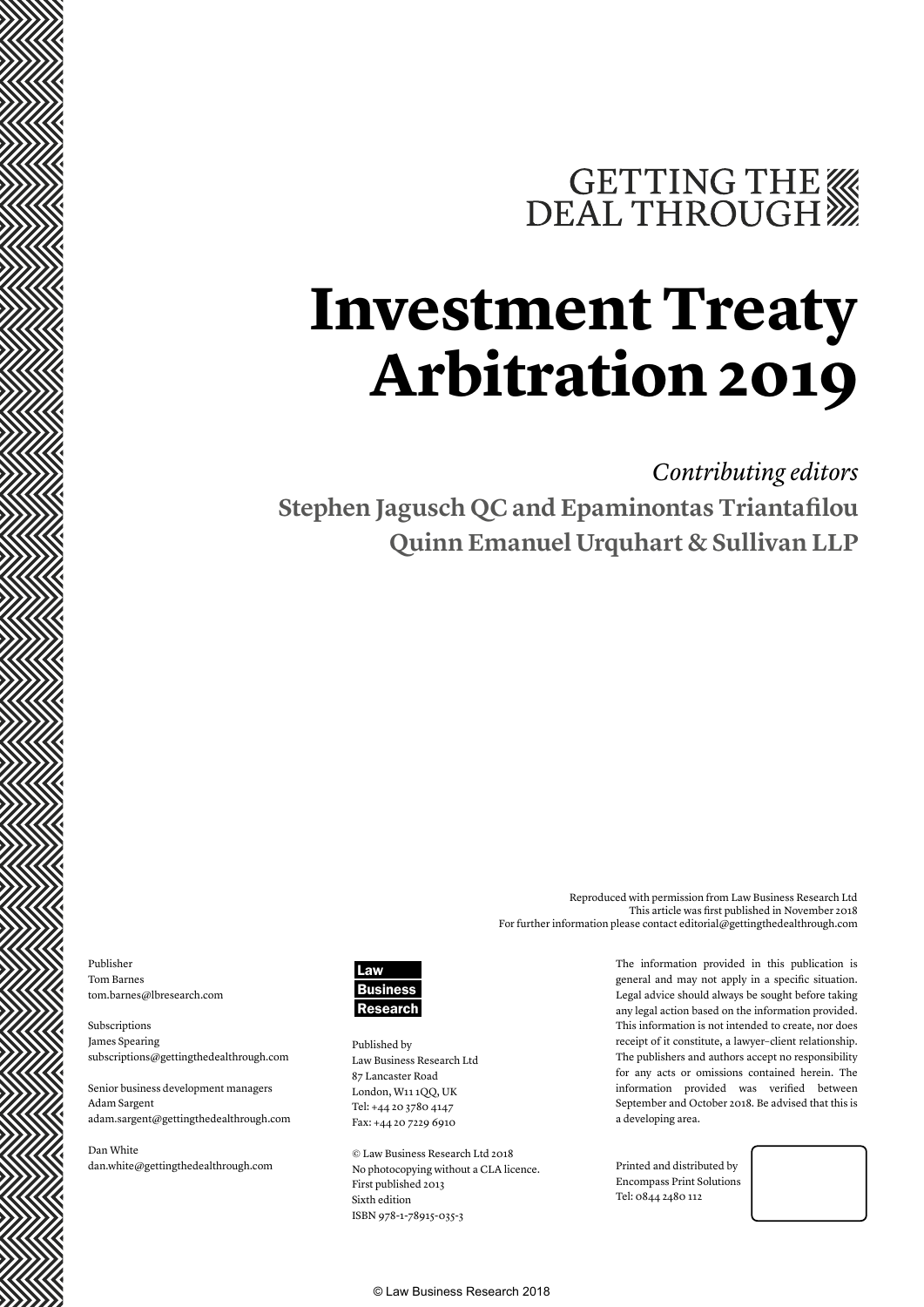GETTING THE DEAL THROUGH

# Investment Treaty Arbitration 2019

*Contributing editors*

**Stephen Jagusch QC and Epaminontas Triantafilou**

**Quinn Emanuel Urquhart & Sullivan LLP**

Reproduced with permission from Law Business Research Ltd
This article was first published in November 2018
For further information please contact editorial@gettingthedealthrough.com

Publisher
Tom Barnes
tom.barnes@lbresearch.com

Subscriptions
James Spearing
subscriptions@gettingthedealthrough.com

Senior business development managers
Adam Sargent
adam.sargent@gettingthedealthrough.com

Dan White
dan.white@gettingthedealthrough.com

Law Business Research

Published by
Law Business Research Ltd
87 Lancaster Road
London, W11 1QQ, UK
Tel: +44 20 3780 4147
Fax: +44 20 7229 6910

© Law Business Research Ltd 2018
No photocopying without a CLA licence.
First published 2013
Sixth edition
ISBN 978-1-78915-035-3

The information provided in this publication is general and may not apply in a specific situation. Legal advice should always be sought before taking any legal action based on the information provided. This information is not intended to create, nor does receipt of it constitute, a lawyer–client relationship. The publishers and authors accept no responsibility for any acts or omissions contained herein. The information provided was verified between September and October 2018. Be advised that this is a developing area.

Printed and distributed by
Encompass Print Solutions
Tel: 0844 2480 112

© Law Business Research 2018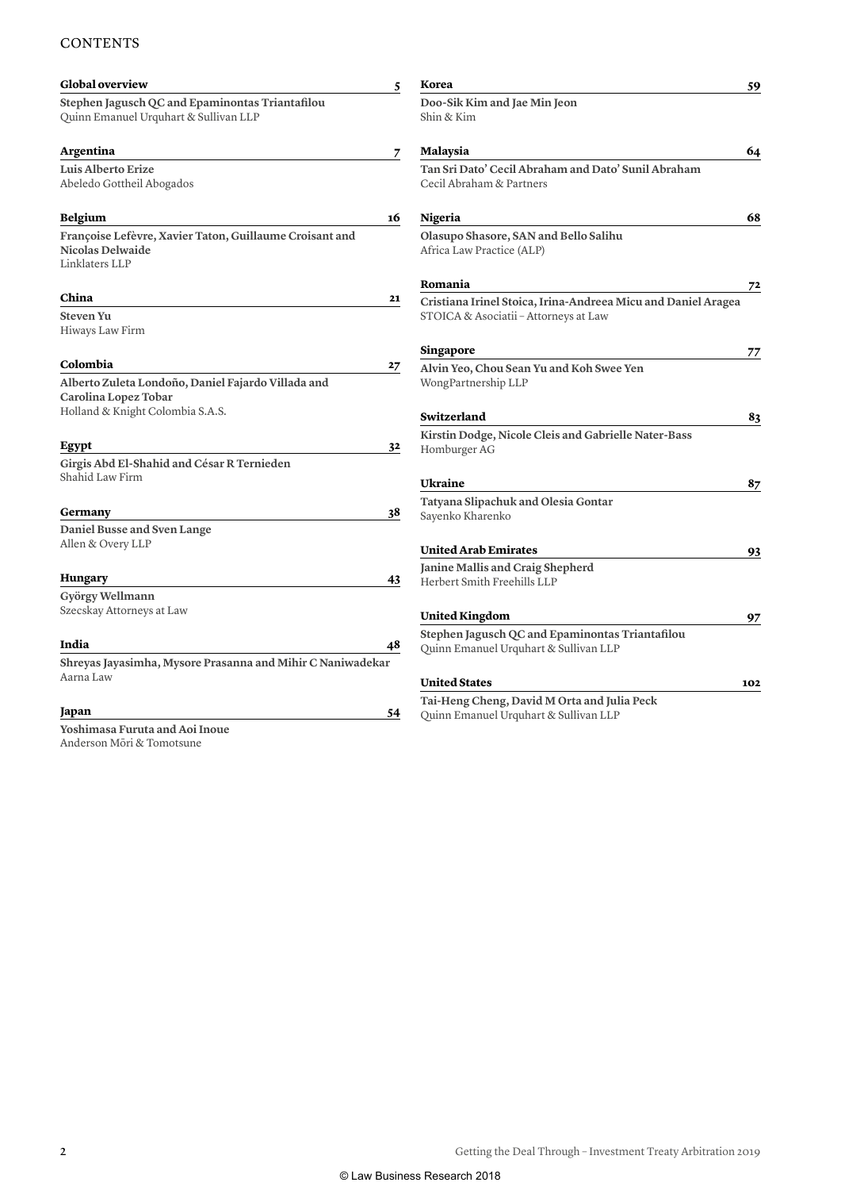# CONTENTS

**Global overview** 5

**Stephen Jagusch QC and Epaminontas Triantafilou**
Quinn Emanuel Urquhart & Sullivan LLP

**Argentina** 7

**Luis Alberto Erize**
Abeledo Gottheil Abogados

**Belgium** 16

**Françoise Lefèvre, Xavier Taton, Guillaume Croisant and Nicolas Delwaide**
Linklaters LLP

**China** 21

**Steven Yu**
Hiways Law Firm

**Colombia** 27

**Alberto Zuleta Londoño, Daniel Fajardo Villada and Carolina Lopez Tobar**
Holland & Knight Colombia S.A.S.

**Egypt** 32

**Girgis Abd El-Shahid and César R Ternieden**
Shahid Law Firm

**Germany** 38

**Daniel Busse and Sven Lange**
Allen & Overy LLP

**Hungary** 43

**György Wellmann**
Szecskay Attorneys at Law

**India** 48

**Shreyas Jayasimha, Mysore Prasanna and Mihir C Naniwadekar**
Aarna Law

**Japan** 54

**Yoshimasa Furuta and Aoi Inoue**
Anderson Mōri & Tomotsune

**Korea** 59

**Doo-Sik Kim and Jae Min Jeon**
Shin & Kim

**Malaysia** 64

**Tan Sri Dato' Cecil Abraham and Dato' Sunil Abraham**
Cecil Abraham & Partners

**Nigeria** 68

**Olasupo Shasore, SAN and Bello Salihu**
Africa Law Practice (ALP)

**Romania** 72

**Cristiana Irinel Stoica, Irina-Andreea Micu and Daniel Aragea**
STOICA & Asociatii – Attorneys at Law

**Singapore** 77

**Alvin Yeo, Chou Sean Yu and Koh Swee Yen**
WongPartnership LLP

**Switzerland** 83

**Kirstin Dodge, Nicole Cleis and Gabrielle Nater-Bass**
Homburger AG

**Ukraine** 87

**Tatyana Slipachuk and Olesia Gontar**
Sayenko Kharenko

**United Arab Emirates** 93

**Janine Mallis and Craig Shepherd**
Herbert Smith Freehills LLP

**United Kingdom** 97

**Stephen Jagusch QC and Epaminontas Triantafilou**
Quinn Emanuel Urquhart & Sullivan LLP

**United States** 102

**Tai-Heng Cheng, David M Orta and Julia Peck**
Quinn Emanuel Urquhart & Sullivan LLP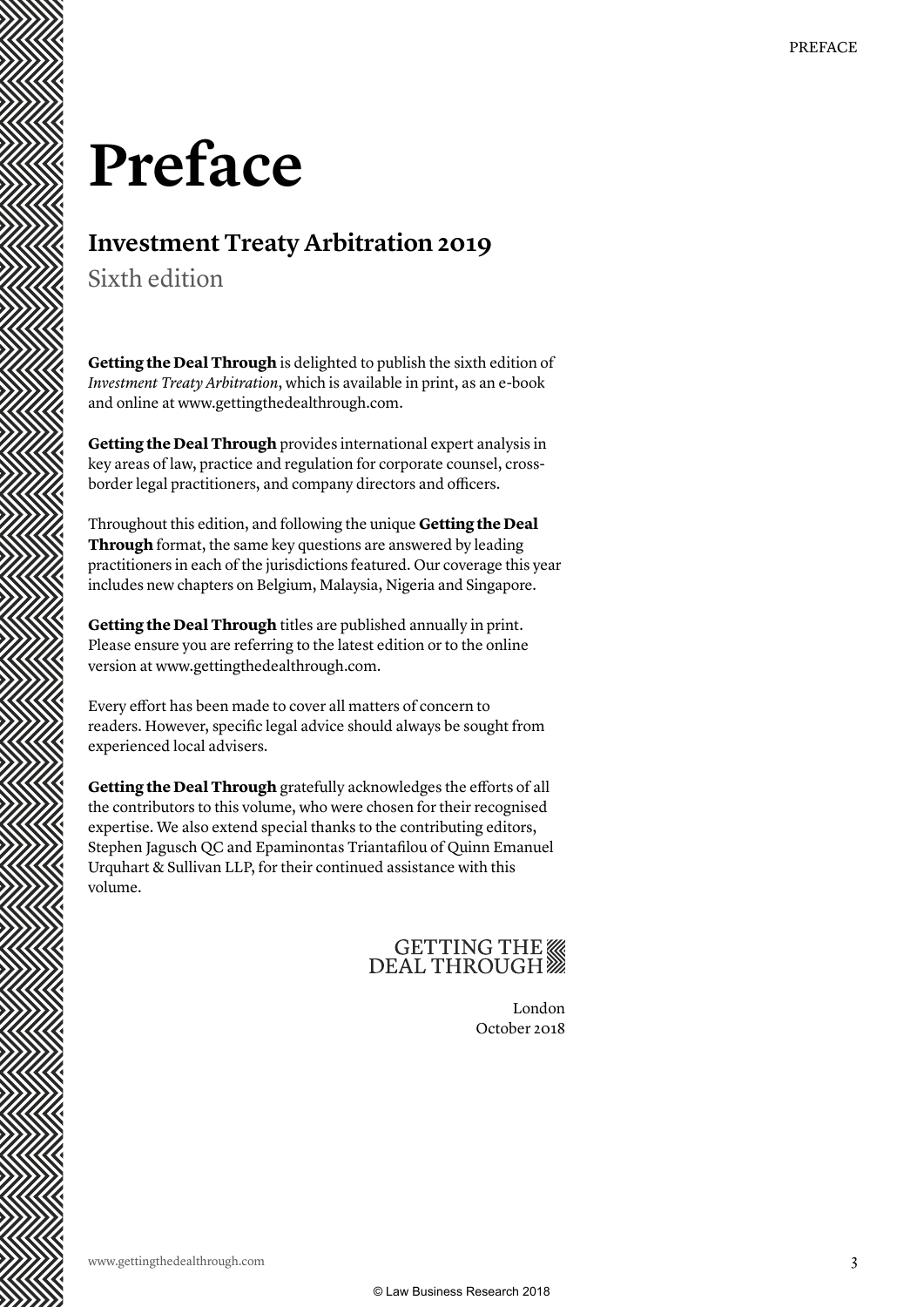# Preface

## Investment Treaty Arbitration 2019

Sixth edition

**Getting the Deal Through** is delighted to publish the sixth edition of *Investment Treaty Arbitration*, which is available in print, as an e-book and online at www.gettingthedealthrough.com.

**Getting the Deal Through** provides international expert analysis in key areas of law, practice and regulation for corporate counsel, cross-border legal practitioners, and company directors and officers.

Throughout this edition, and following the unique **Getting the Deal Through** format, the same key questions are answered by leading practitioners in each of the jurisdictions featured. Our coverage this year includes new chapters on Belgium, Malaysia, Nigeria and Singapore.

**Getting the Deal Through** titles are published annually in print. Please ensure you are referring to the latest edition or to the online version at www.gettingthedealthrough.com.

Every effort has been made to cover all matters of concern to readers. However, specific legal advice should always be sought from experienced local advisers.

**Getting the Deal Through** gratefully acknowledges the efforts of all the contributors to this volume, who were chosen for their recognised expertise. We also extend special thanks to the contributing editors, Stephen Jagusch QC and Epaminontas Triantafilou of Quinn Emanuel Urquhart & Sullivan LLP, for their continued assistance with this volume.

GETTING THE DEAL THROUGH

London
October 2018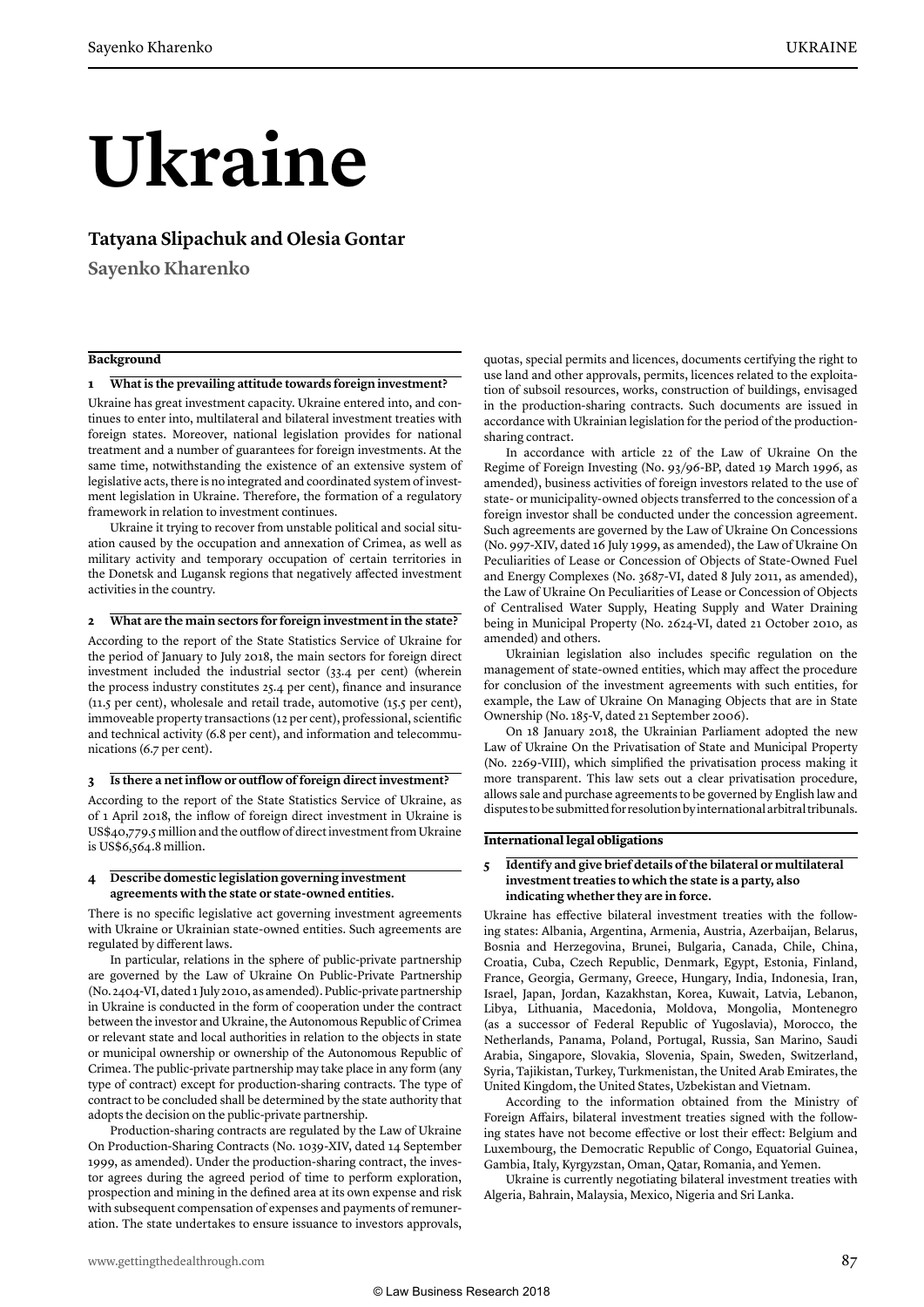# Ukraine

**Tatyana Slipachuk and Olesia Gontar**

**Sayenko Kharenko**

## Background

### 1 What is the prevailing attitude towards foreign investment?

Ukraine has great investment capacity. Ukraine entered into, and continues to enter into, multilateral and bilateral investment treaties with foreign states. Moreover, national legislation provides for national treatment and a number of guarantees for foreign investments. At the same time, notwithstanding the existence of an extensive system of legislative acts, there is no integrated and coordinated system of investment legislation in Ukraine. Therefore, the formation of a regulatory framework in relation to investment continues.

Ukraine it trying to recover from unstable political and social situation caused by the occupation and annexation of Crimea, as well as military activity and temporary occupation of certain territories in the Donetsk and Lugansk regions that negatively affected investment activities in the country.

### 2 What are the main sectors for foreign investment in the state?

According to the report of the State Statistics Service of Ukraine for the period of January to July 2018, the main sectors for foreign direct investment included the industrial sector (33.4 per cent) (wherein the process industry constitutes 25.4 per cent), finance and insurance (11.5 per cent), wholesale and retail trade, automotive (15.5 per cent), immoveable property transactions (12 per cent), professional, scientific and technical activity (6.8 per cent), and information and telecommunications (6.7 per cent).

### 3 Is there a net inflow or outflow of foreign direct investment?

According to the report of the State Statistics Service of Ukraine, as of 1 April 2018, the inflow of foreign direct investment in Ukraine is US$40,779.5 million and the outflow of direct investment from Ukraine is US$6,564.8 million.

### 4 Describe domestic legislation governing investment agreements with the state or state-owned entities.

There is no specific legislative act governing investment agreements with Ukraine or Ukrainian state-owned entities. Such agreements are regulated by different laws.

In particular, relations in the sphere of public-private partnership are governed by the Law of Ukraine On Public-Private Partnership (No. 2404-VI, dated 1 July 2010, as amended). Public-private partnership in Ukraine is conducted in the form of cooperation under the contract between the investor and Ukraine, the Autonomous Republic of Crimea or relevant state and local authorities in relation to the objects in state or municipal ownership or ownership of the Autonomous Republic of Crimea. The public-private partnership may take place in any form (any type of contract) except for production-sharing contracts. The type of contract to be concluded shall be determined by the state authority that adopts the decision on the public-private partnership.

Production-sharing contracts are regulated by the Law of Ukraine On Production-Sharing Contracts (No. 1039-XIV, dated 14 September 1999, as amended). Under the production-sharing contract, the investor agrees during the agreed period of time to perform exploration, prospection and mining in the defined area at its own expense and risk with subsequent compensation of expenses and payments of remuneration. The state undertakes to ensure issuance to investors approvals, quotas, special permits and licences, documents certifying the right to use land and other approvals, permits, licences related to the exploitation of subsoil resources, works, construction of buildings, envisaged in the production-sharing contracts. Such documents are issued in accordance with Ukrainian legislation for the period of the production-sharing contract.

In accordance with article 22 of the Law of Ukraine On the Regime of Foreign Investing (No. 93/96-BP, dated 19 March 1996, as amended), business activities of foreign investors related to the use of state- or municipality-owned objects transferred to the concession of a foreign investor shall be conducted under the concession agreement. Such agreements are governed by the Law of Ukraine On Concessions (No. 997-XIV, dated 16 July 1999, as amended), the Law of Ukraine On Peculiarities of Lease or Concession of Objects of State-Owned Fuel and Energy Complexes (No. 3687-VI, dated 8 July 2011, as amended), the Law of Ukraine On Peculiarities of Lease or Concession of Objects of Centralised Water Supply, Heating Supply and Water Draining being in Municipal Property (No. 2624-VI, dated 21 October 2010, as amended) and others.

Ukrainian legislation also includes specific regulation on the management of state-owned entities, which may affect the procedure for conclusion of the investment agreements with such entities, for example, the Law of Ukraine On Managing Objects that are in State Ownership (No. 185-V, dated 21 September 2006).

On 18 January 2018, the Ukrainian Parliament adopted the new Law of Ukraine On the Privatisation of State and Municipal Property (No. 2269-VIII), which simplified the privatisation process making it more transparent. This law sets out a clear privatisation procedure, allows sale and purchase agreements to be governed by English law and disputes to be submitted for resolution by international arbitral tribunals.

## International legal obligations

### 5 Identify and give brief details of the bilateral or multilateral investment treaties to which the state is a party, also indicating whether they are in force.

Ukraine has effective bilateral investment treaties with the following states: Albania, Argentina, Armenia, Austria, Azerbaijan, Belarus, Bosnia and Herzegovina, Brunei, Bulgaria, Canada, Chile, China, Croatia, Cuba, Czech Republic, Denmark, Egypt, Estonia, Finland, France, Georgia, Germany, Greece, Hungary, India, Indonesia, Iran, Israel, Japan, Jordan, Kazakhstan, Korea, Kuwait, Latvia, Lebanon, Libya, Lithuania, Macedonia, Moldova, Mongolia, Montenegro (as a successor of Federal Republic of Yugoslavia), Morocco, the Netherlands, Panama, Poland, Portugal, Russia, San Marino, Saudi Arabia, Singapore, Slovakia, Slovenia, Spain, Sweden, Switzerland, Syria, Tajikistan, Turkey, Turkmenistan, the United Arab Emirates, the United Kingdom, the United States, Uzbekistan and Vietnam.

According to the information obtained from the Ministry of Foreign Affairs, bilateral investment treaties signed with the following states have not become effective or lost their effect: Belgium and Luxembourg, the Democratic Republic of Congo, Equatorial Guinea, Gambia, Italy, Kyrgyzstan, Oman, Qatar, Romania, and Yemen.

Ukraine is currently negotiating bilateral investment treaties with Algeria, Bahrain, Malaysia, Mexico, Nigeria and Sri Lanka.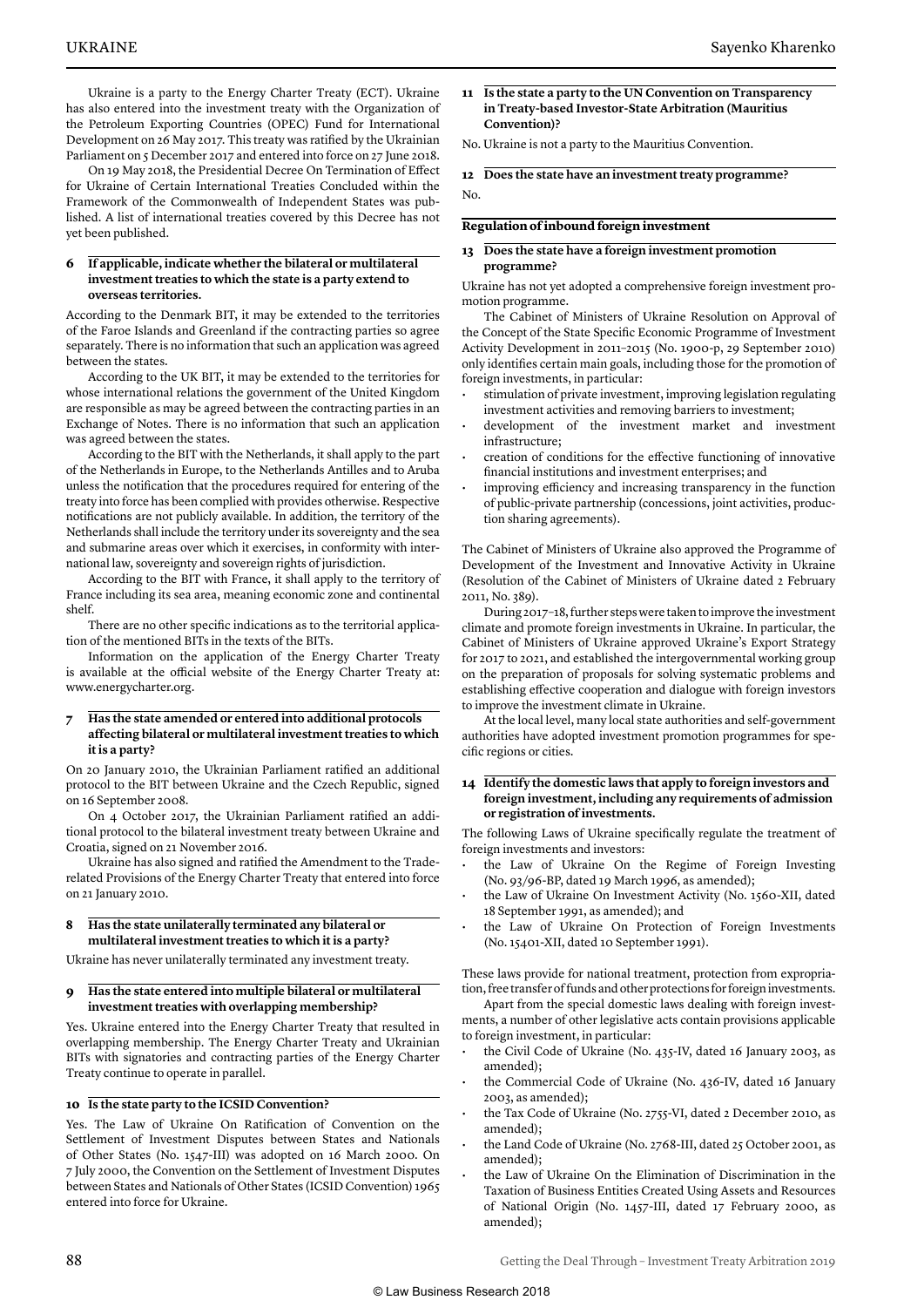Ukraine is a party to the Energy Charter Treaty (ECT). Ukraine has also entered into the investment treaty with the Organization of the Petroleum Exporting Countries (OPEC) Fund for International Development on 26 May 2017. This treaty was ratified by the Ukrainian Parliament on 5 December 2017 and entered into force on 27 June 2018.

On 19 May 2018, the Presidential Decree On Termination of Effect for Ukraine of Certain International Treaties Concluded within the Framework of the Commonwealth of Independent States was published. A list of international treaties covered by this Decree has not yet been published.

### 6 If applicable, indicate whether the bilateral or multilateral investment treaties to which the state is a party extend to overseas territories.

According to the Denmark BIT, it may be extended to the territories of the Faroe Islands and Greenland if the contracting parties so agree separately. There is no information that such an application was agreed between the states.

According to the UK BIT, it may be extended to the territories for whose international relations the government of the United Kingdom are responsible as may be agreed between the contracting parties in an Exchange of Notes. There is no information that such an application was agreed between the states.

According to the BIT with the Netherlands, it shall apply to the part of the Netherlands in Europe, to the Netherlands Antilles and to Aruba unless the notification that the procedures required for entering of the treaty into force has been complied with provides otherwise. Respective notifications are not publicly available. In addition, the territory of the Netherlands shall include the territory under its sovereignty and the sea and submarine areas over which it exercises, in conformity with international law, sovereignty and sovereign rights of jurisdiction.

According to the BIT with France, it shall apply to the territory of France including its sea area, meaning economic zone and continental shelf.

There are no other specific indications as to the territorial application of the mentioned BITs in the texts of the BITs.

Information on the application of the Energy Charter Treaty is available at the official website of the Energy Charter Treaty at: www.energycharter.org.

### 7 Has the state amended or entered into additional protocols affecting bilateral or multilateral investment treaties to which it is a party?

On 20 January 2010, the Ukrainian Parliament ratified an additional protocol to the BIT between Ukraine and the Czech Republic, signed on 16 September 2008.

On 4 October 2017, the Ukrainian Parliament ratified an additional protocol to the bilateral investment treaty between Ukraine and Croatia, signed on 21 November 2016.

Ukraine has also signed and ratified the Amendment to the Trade-related Provisions of the Energy Charter Treaty that entered into force on 21 January 2010.

### 8 Has the state unilaterally terminated any bilateral or multilateral investment treaties to which it is a party?

Ukraine has never unilaterally terminated any investment treaty.

### 9 Has the state entered into multiple bilateral or multilateral investment treaties with overlapping membership?

Yes. Ukraine entered into the Energy Charter Treaty that resulted in overlapping membership. The Energy Charter Treaty and Ukrainian BITs with signatories and contracting parties of the Energy Charter Treaty continue to operate in parallel.

### 10 Is the state party to the ICSID Convention?

Yes. The Law of Ukraine On Ratification of Convention on the Settlement of Investment Disputes between States and Nationals of Other States (No. 1547-III) was adopted on 16 March 2000. On 7 July 2000, the Convention on the Settlement of Investment Disputes between States and Nationals of Other States (ICSID Convention) 1965 entered into force for Ukraine.

### 11 Is the state a party to the UN Convention on Transparency in Treaty-based Investor-State Arbitration (Mauritius Convention)?

No. Ukraine is not a party to the Mauritius Convention.

### 12 Does the state have an investment treaty programme?

No.

## Regulation of inbound foreign investment

### 13 Does the state have a foreign investment promotion programme?

Ukraine has not yet adopted a comprehensive foreign investment promotion programme.

The Cabinet of Ministers of Ukraine Resolution on Approval of the Concept of the State Specific Economic Programme of Investment Activity Development in 2011–2015 (No. 1900-p, 29 September 2010) only identifies certain main goals, including those for the promotion of foreign investments, in particular:

- stimulation of private investment, improving legislation regulating investment activities and removing barriers to investment;
- development of the investment market and investment infrastructure;
- creation of conditions for the effective functioning of innovative financial institutions and investment enterprises; and
- improving efficiency and increasing transparency in the function of public-private partnership (concessions, joint activities, production sharing agreements).

The Cabinet of Ministers of Ukraine also approved the Programme of Development of the Investment and Innovative Activity in Ukraine (Resolution of the Cabinet of Ministers of Ukraine dated 2 February 2011, No. 389).

During 2017–18, further steps were taken to improve the investment climate and promote foreign investments in Ukraine. In particular, the Cabinet of Ministers of Ukraine approved Ukraine's Export Strategy for 2017 to 2021, and established the intergovernmental working group on the preparation of proposals for solving systematic problems and establishing effective cooperation and dialogue with foreign investors to improve the investment climate in Ukraine.

At the local level, many local state authorities and self-government authorities have adopted investment promotion programmes for specific regions or cities.

### 14 Identify the domestic laws that apply to foreign investors and foreign investment, including any requirements of admission or registration of investments.

The following Laws of Ukraine specifically regulate the treatment of foreign investments and investors:

- the Law of Ukraine On the Regime of Foreign Investing (No. 93/96-BP, dated 19 March 1996, as amended);
- the Law of Ukraine On Investment Activity (No. 1560-XII, dated 18 September 1991, as amended); and
- the Law of Ukraine On Protection of Foreign Investments (No. 15401-XII, dated 10 September 1991).

These laws provide for national treatment, protection from expropriation, free transfer of funds and other protections for foreign investments.

Apart from the special domestic laws dealing with foreign investments, a number of other legislative acts contain provisions applicable to foreign investment, in particular:

- the Civil Code of Ukraine (No. 435-IV, dated 16 January 2003, as amended);
- the Commercial Code of Ukraine (No. 436-IV, dated 16 January 2003, as amended);
- the Tax Code of Ukraine (No. 2755-VI, dated 2 December 2010, as amended);
- the Land Code of Ukraine (No. 2768-III, dated 25 October 2001, as amended);
- the Law of Ukraine On the Elimination of Discrimination in the Taxation of Business Entities Created Using Assets and Resources of National Origin (No. 1457-III, dated 17 February 2000, as amended);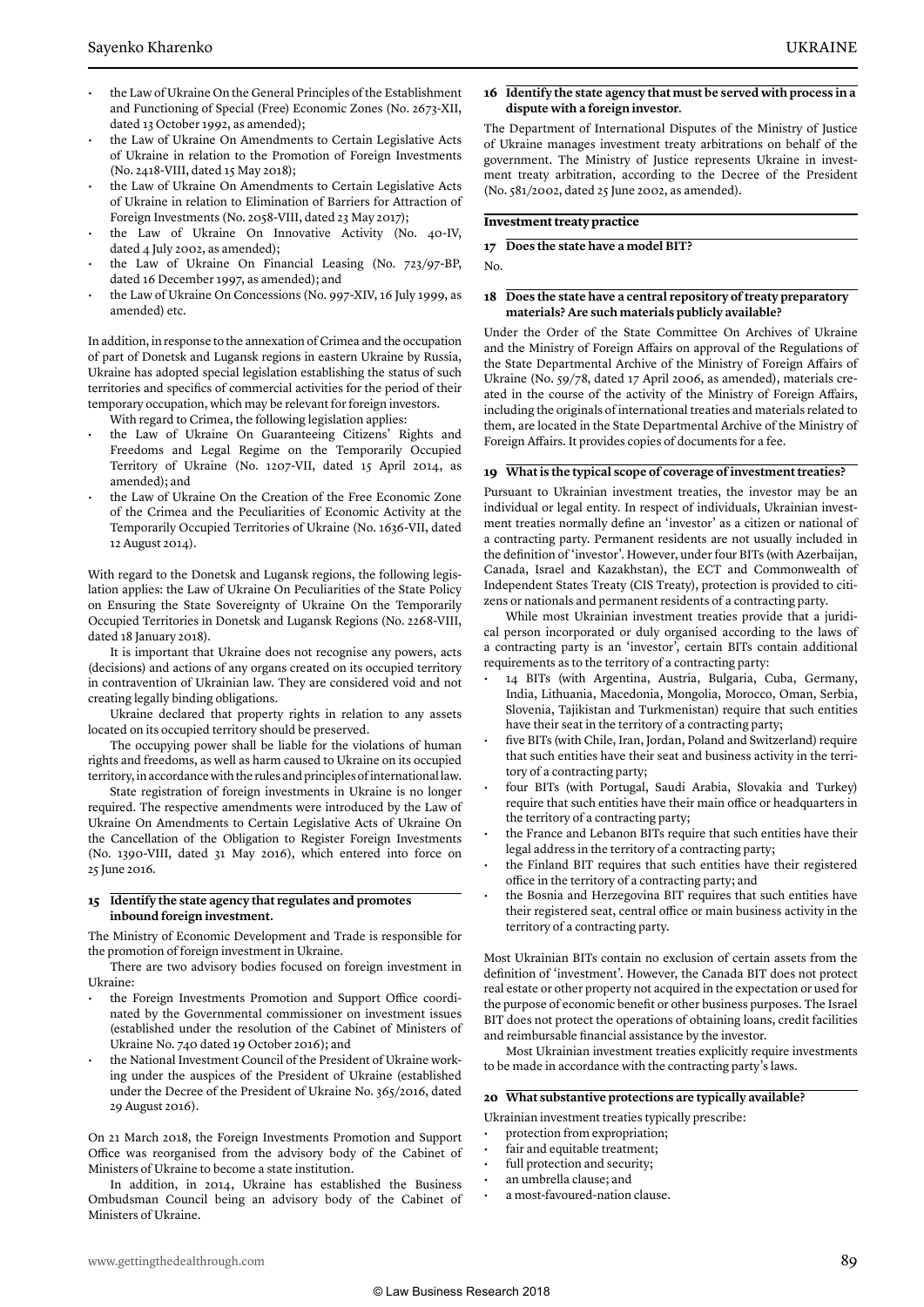- the Law of Ukraine On the General Principles of the Establishment and Functioning of Special (Free) Economic Zones (No. 2673-XII, dated 13 October 1992, as amended);
- the Law of Ukraine On Amendments to Certain Legislative Acts of Ukraine in relation to the Promotion of Foreign Investments (No. 2418-VIII, dated 15 May 2018);
- the Law of Ukraine On Amendments to Certain Legislative Acts of Ukraine in relation to Elimination of Barriers for Attraction of Foreign Investments (No. 2058-VIII, dated 23 May 2017);
- the Law of Ukraine On Innovative Activity (No. 40-IV, dated 4 July 2002, as amended);
- the Law of Ukraine On Financial Leasing (No. 723/97-BP, dated 16 December 1997, as amended); and
- the Law of Ukraine On Concessions (No. 997-XIV, 16 July 1999, as amended) etc.

In addition, in response to the annexation of Crimea and the occupation of part of Donetsk and Lugansk regions in eastern Ukraine by Russia, Ukraine has adopted special legislation establishing the status of such territories and specifics of commercial activities for the period of their temporary occupation, which may be relevant for foreign investors.

With regard to Crimea, the following legislation applies:

- the Law of Ukraine On Guaranteeing Citizens' Rights and Freedoms and Legal Regime on the Temporarily Occupied Territory of Ukraine (No. 1207-VII, dated 15 April 2014, as amended); and
- the Law of Ukraine On the Creation of the Free Economic Zone of the Crimea and the Peculiarities of Economic Activity at the Temporarily Occupied Territories of Ukraine (No. 1636-VII, dated 12 August 2014).

With regard to the Donetsk and Lugansk regions, the following legislation applies: the Law of Ukraine On Peculiarities of the State Policy on Ensuring the State Sovereignty of Ukraine On the Temporarily Occupied Territories in Donetsk and Lugansk Regions (No. 2268-VIII, dated 18 January 2018).

It is important that Ukraine does not recognise any powers, acts (decisions) and actions of any organs created on its occupied territory in contravention of Ukrainian law. They are considered void and not creating legally binding obligations.

Ukraine declared that property rights in relation to any assets located on its occupied territory should be preserved.

The occupying power shall be liable for the violations of human rights and freedoms, as well as harm caused to Ukraine on its occupied territory, in accordance with the rules and principles of international law.

State registration of foreign investments in Ukraine is no longer required. The respective amendments were introduced by the Law of Ukraine On Amendments to Certain Legislative Acts of Ukraine On the Cancellation of the Obligation to Register Foreign Investments (No. 1390-VIII, dated 31 May 2016), which entered into force on 25 June 2016.

### 15 Identify the state agency that regulates and promotes inbound foreign investment.

The Ministry of Economic Development and Trade is responsible for the promotion of foreign investment in Ukraine.

There are two advisory bodies focused on foreign investment in Ukraine:

- the Foreign Investments Promotion and Support Office coordinated by the Governmental commissioner on investment issues (established under the resolution of the Cabinet of Ministers of Ukraine No. 740 dated 19 October 2016); and
- the National Investment Council of the President of Ukraine working under the auspices of the President of Ukraine (established under the Decree of the President of Ukraine No. 365/2016, dated 29 August 2016).

On 21 March 2018, the Foreign Investments Promotion and Support Office was reorganised from the advisory body of the Cabinet of Ministers of Ukraine to become a state institution.

In addition, in 2014, Ukraine has established the Business Ombudsman Council being an advisory body of the Cabinet of Ministers of Ukraine.

### 16 Identify the state agency that must be served with process in a dispute with a foreign investor.

The Department of International Disputes of the Ministry of Justice of Ukraine manages investment treaty arbitrations on behalf of the government. The Ministry of Justice represents Ukraine in investment treaty arbitration, according to the Decree of the President (No. 581/2002, dated 25 June 2002, as amended).

## Investment treaty practice

### 17 Does the state have a model BIT?

No.

### 18 Does the state have a central repository of treaty preparatory materials? Are such materials publicly available?

Under the Order of the State Committee On Archives of Ukraine and the Ministry of Foreign Affairs on approval of the Regulations of the State Departmental Archive of the Ministry of Foreign Affairs of Ukraine (No. 59/78, dated 17 April 2006, as amended), materials created in the course of the activity of the Ministry of Foreign Affairs, including the originals of international treaties and materials related to them, are located in the State Departmental Archive of the Ministry of Foreign Affairs. It provides copies of documents for a fee.

### 19 What is the typical scope of coverage of investment treaties?

Pursuant to Ukrainian investment treaties, the investor may be an individual or legal entity. In respect of individuals, Ukrainian investment treaties normally define an 'investor' as a citizen or national of a contracting party. Permanent residents are not usually included in the definition of 'investor'. However, under four BITs (with Azerbaijan, Canada, Israel and Kazakhstan), the ECT and Commonwealth of Independent States Treaty (CIS Treaty), protection is provided to citizens or nationals and permanent residents of a contracting party.

While most Ukrainian investment treaties provide that a juridical person incorporated or duly organised according to the laws of a contracting party is an 'investor', certain BITs contain additional requirements as to the territory of a contracting party:

- 14 BITs (with Argentina, Austria, Bulgaria, Cuba, Germany, India, Lithuania, Macedonia, Mongolia, Morocco, Oman, Serbia, Slovenia, Tajikistan and Turkmenistan) require that such entities have their seat in the territory of a contracting party;
- five BITs (with Chile, Iran, Jordan, Poland and Switzerland) require that such entities have their seat and business activity in the territory of a contracting party;
- four BITs (with Portugal, Saudi Arabia, Slovakia and Turkey) require that such entities have their main office or headquarters in the territory of a contracting party;
- the France and Lebanon BITs require that such entities have their legal address in the territory of a contracting party;
- the Finland BIT requires that such entities have their registered office in the territory of a contracting party; and
- the Bosnia and Herzegovina BIT requires that such entities have their registered seat, central office or main business activity in the territory of a contracting party.

Most Ukrainian BITs contain no exclusion of certain assets from the definition of 'investment'. However, the Canada BIT does not protect real estate or other property not acquired in the expectation or used for the purpose of economic benefit or other business purposes. The Israel BIT does not protect the operations of obtaining loans, credit facilities and reimbursable financial assistance by the investor.

Most Ukrainian investment treaties explicitly require investments to be made in accordance with the contracting party's laws.

### 20 What substantive protections are typically available?

Ukrainian investment treaties typically prescribe:

- protection from expropriation;
- fair and equitable treatment;
- full protection and security;
- an umbrella clause; and
- a most-favoured-nation clause.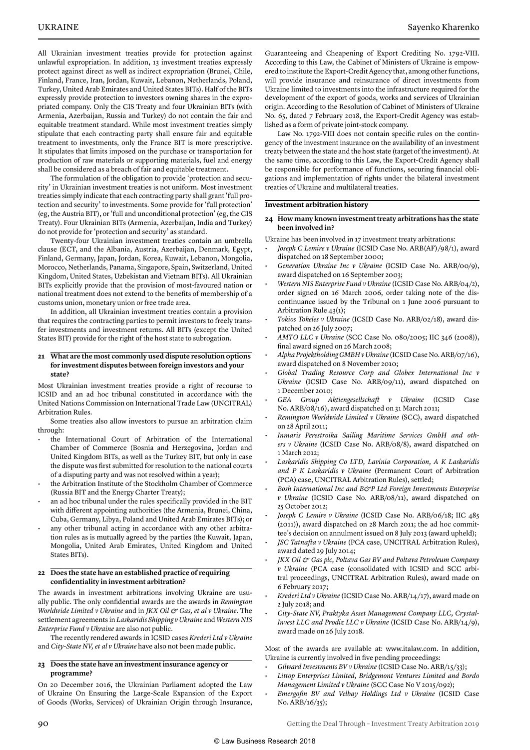All Ukrainian investment treaties provide for protection against unlawful expropriation. In addition, 13 investment treaties expressly protect against direct as well as indirect expropriation (Brunei, Chile, Finland, France, Iran, Jordan, Kuwait, Lebanon, Netherlands, Poland, Turkey, United Arab Emirates and United States BITs). Half of the BITs expressly provide protection to investors owning shares in the expropriated company. Only the CIS Treaty and four Ukrainian BITs (with Armenia, Azerbaijan, Russia and Turkey) do not contain the fair and equitable treatment standard. While most investment treaties simply stipulate that each contracting party shall ensure fair and equitable treatment to investments, only the France BIT is more prescriptive. It stipulates that limits imposed on the purchase or transportation for production of raw materials or supporting materials, fuel and energy shall be considered as a breach of fair and equitable treatment.

The formulation of the obligation to provide 'protection and security' in Ukrainian investment treaties is not uniform. Most investment treaties simply indicate that each contracting party shall grant 'full protection and security' to investments. Some provide for 'full protection' (eg, the Austria BIT), or 'full and unconditional protection' (eg, the CIS Treaty). Four Ukrainian BITs (Armenia, Azerbaijan, India and Turkey) do not provide for 'protection and security' as standard.

Twenty-four Ukrainian investment treaties contain an umbrella clause (ECT, and the Albania, Austria, Azerbaijan, Denmark, Egypt, Finland, Germany, Japan, Jordan, Korea, Kuwait, Lebanon, Mongolia, Morocco, Netherlands, Panama, Singapore, Spain, Switzerland, United Kingdom, United States, Uzbekistan and Vietnam BITs). All Ukrainian BITs explicitly provide that the provision of most-favoured nation or national treatment does not extend to the benefits of membership of a customs union, monetary union or free trade area.

In addition, all Ukrainian investment treaties contain a provision that requires the contracting parties to permit investors to freely transfer investments and investment returns. All BITs (except the United States BIT) provide for the right of the host state to subrogation.

### 21 What are the most commonly used dispute resolution options for investment disputes between foreign investors and your state?

Most Ukrainian investment treaties provide a right of recourse to ICSID and an ad hoc tribunal constituted in accordance with the United Nations Commission on International Trade Law (UNCITRAL) Arbitration Rules.

Some treaties also allow investors to pursue an arbitration claim through:

- the International Court of Arbitration of the International Chamber of Commerce (Bosnia and Herzegovina, Jordan and United Kingdom BITs, as well as the Turkey BIT, but only in case the dispute was first submitted for resolution to the national courts of a disputing party and was not resolved within a year);
- the Arbitration Institute of the Stockholm Chamber of Commerce (Russia BIT and the Energy Charter Treaty);
- an ad hoc tribunal under the rules specifically provided in the BIT with different appointing authorities (the Armenia, Brunei, China, Cuba, Germany, Libya, Poland and United Arab Emirates BITs); or
- any other tribunal acting in accordance with any other arbitration rules as is mutually agreed by the parties (the Kuwait, Japan, Mongolia, United Arab Emirates, United Kingdom and United States BITs).

### 22 Does the state have an established practice of requiring confidentiality in investment arbitration?

The awards in investment arbitrations involving Ukraine are usually public. The only confidential awards are the awards in *Remington Worldwide Limited v Ukraine* and in *JKX Oil & Gas, et al v Ukraine*. The settlement agreements in *Laskaridis Shipping v Ukraine* and *Western NIS Enterprise Fund v Ukraine* are also not public.

The recently rendered awards in ICSID cases *Krederi Ltd v Ukraine* and *City-State NV, et al v Ukraine* have also not been made public.

### 23 Does the state have an investment insurance agency or programme?

On 20 December 2016, the Ukrainian Parliament adopted the Law of Ukraine On Ensuring the Large-Scale Expansion of the Export of Goods (Works, Services) of Ukrainian Origin through Insurance, Guaranteeing and Cheapening of Export Crediting No. 1792-VIII. According to this Law, the Cabinet of Ministers of Ukraine is empowered to institute the Export-Credit Agency that, among other functions, will provide insurance and reinsurance of direct investments from Ukraine limited to investments into the infrastructure required for the development of the export of goods, works and services of Ukrainian origin. According to the Resolution of Cabinet of Ministers of Ukraine No. 65, dated 7 February 2018, the Export-Credit Agency was established as a form of private joint-stock company.

Law No. 1792-VIII does not contain specific rules on the contingency of the investment insurance on the availability of an investment treaty between the state and the host state (target of the investment). At the same time, according to this Law, the Export-Credit Agency shall be responsible for performance of functions, securing financial obligations and implementation of rights under the bilateral investment treaties of Ukraine and multilateral treaties.

## Investment arbitration history

### 24 How many known investment treaty arbitrations has the state been involved in?

Ukraine has been involved in 17 investment treaty arbitrations:

- *Joseph C Lemire v Ukraine* (ICSID Case No. ARB(AF)/98/1), award dispatched on 18 September 2000;
- *Generation Ukraine Inc v Ukraine* (ICSID Case No. ARB/00/9), award dispatched on 16 September 2003;
- *Western NIS Enterprise Fund v Ukraine* (ICSID Case No. ARB/04/2), order signed on 16 March 2006, order taking note of the discontinuance issued by the Tribunal on 1 June 2006 pursuant to Arbitration Rule 43(1);
- *Tokios Tokeles v Ukraine* (ICSID Case No. ARB/02/18), award dispatched on 26 July 2007;
- *AMTO LLC v Ukraine* (SCC Case No. 080/2005; IIC 346 (2008)), final award signed on 26 March 2008;
- *Alpha Projektholding GMBH v Ukraine* (ICSID Case No. ARB/07/16), award dispatched on 8 November 2010;
- *Global Trading Resource Corp and Globex International Inc v Ukraine* (ICSID Case No. ARB/09/11), award dispatched on 1 December 2010;
- *GEA Group Aktiengesellschaft v Ukraine* (ICSID Case No. ARB/08/16), award dispatched on 31 March 2011;
- *Remington Worldwide Limited v Ukraine* (SCC), award dispatched on 28 April 2011;
- *Inmaris Perestroika Sailing Maritime Services GmbH and others v Ukraine* (ICSID Case No. ARB/08/8), award dispatched on 1 March 2012;
- *Laskaridis Shipping Co LTD, Lavinia Corporation, A K Laskaridis and P K Laskaridis v Ukraine* (Permanent Court of Arbitration (PCA) case, UNCITRAL Arbitration Rules), settled;
- *Bosh International Inc and B&P Ltd Foreign Investments Enterprise v Ukraine* (ICSID Case No. ARB/08/11), award dispatched on 25 October 2012;
- *Joseph C Lemire v Ukraine* (ICSID Case No. ARB/06/18; IIC 485 (2011)), award dispatched on 28 March 2011; the ad hoc committee's decision on annulment issued on 8 July 2013 (award upheld);
- *JSC Tatnafta v Ukraine* (PCA case, UNCITRAL Arbitration Rules), award dated 29 July 2014;
- *JKX Oil & Gas plc, Poltava Gas BV and Poltava Petroleum Company v Ukraine* (PCA case (consolidated with ICSID and SCC arbitral proceedings, UNCITRAL Arbitration Rules), award made on 6 February 2017;
- *Krederi Ltd v Ukraine* (ICSID Case No. ARB/14/17), award made on 2 July 2018; and
- *City-State NV, Praktyka Asset Management Company LLC, Crystal-Invest LLC and Prodiz LLC v Ukraine* (ICSID Case No. ARB/14/9), award made on 26 July 2018.

Most of the awards are available at: www.italaw.com. In addition, Ukraine is currently involved in five pending proceedings:

- *Gilward Investments BV v Ukraine* (ICSID Case No. ARB/15/33);
- *Littop Enterprises Limited, Bridgemont Ventures Limited and Bordo Management Limited v Ukraine* (SCC Case No V 2015/092);
- *Emergofin BV and Velbay Holdings Ltd v Ukraine* (ICSID Case No. ARB/16/35);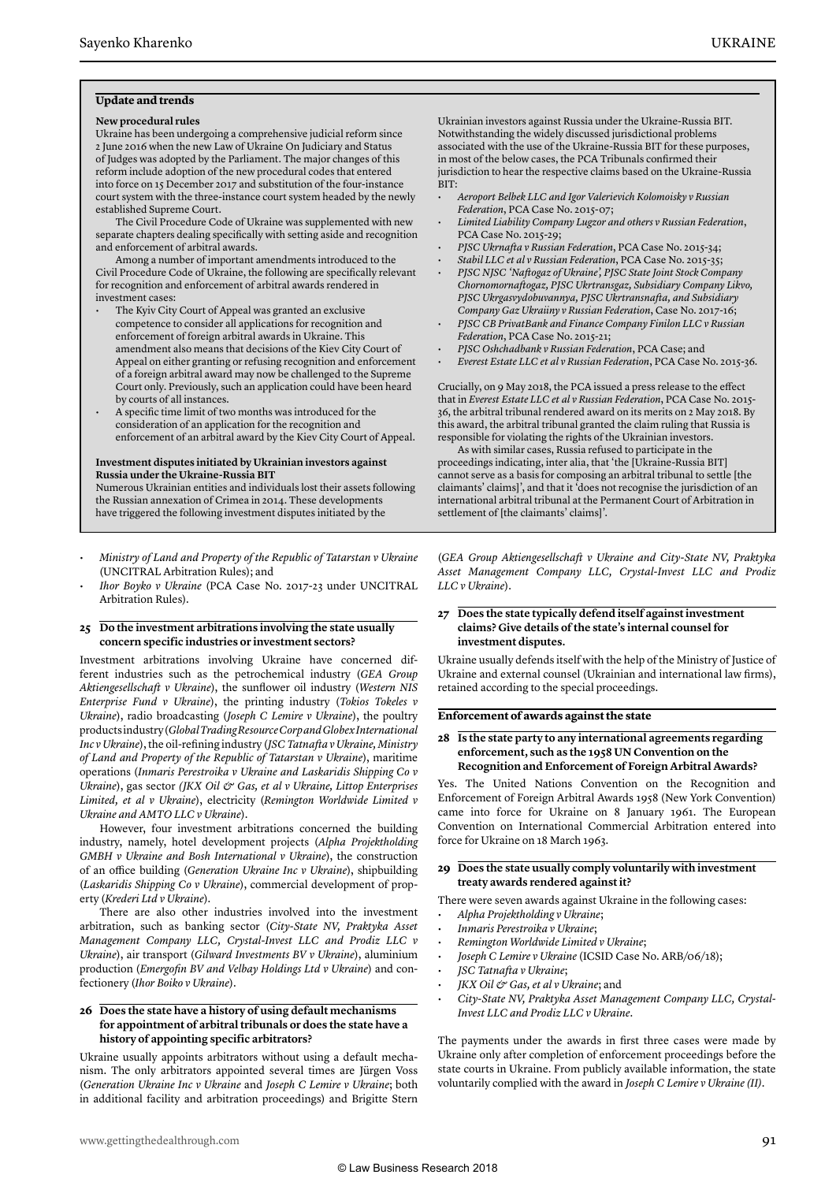## Update and trends

**New procedural rules**

Ukraine has been undergoing a comprehensive judicial reform since 2 June 2016 when the new Law of Ukraine On Judiciary and Status of Judges was adopted by the Parliament. The major changes of this reform include adoption of the new procedural codes that entered into force on 15 December 2017 and substitution of the four-instance court system with the three-instance court system headed by the newly established Supreme Court.

The Civil Procedure Code of Ukraine was supplemented with new separate chapters dealing specifically with setting aside and recognition and enforcement of arbitral awards.

Among a number of important amendments introduced to the Civil Procedure Code of Ukraine, the following are specifically relevant for recognition and enforcement of arbitral awards rendered in investment cases:

- The Kyiv City Court of Appeal was granted an exclusive competence to consider all applications for recognition and enforcement of foreign arbitral awards in Ukraine. This amendment also means that decisions of the Kiev City Court of Appeal on either granting or refusing recognition and enforcement of a foreign arbitral award may now be challenged to the Supreme Court only. Previously, such an application could have been heard by courts of all instances.
- A specific time limit of two months was introduced for the consideration of an application for the recognition and enforcement of an arbitral award by the Kiev City Court of Appeal.

**Investment disputes initiated by Ukrainian investors against Russia under the Ukraine-Russia BIT**

Numerous Ukrainian entities and individuals lost their assets following the Russian annexation of Crimea in 2014. These developments have triggered the following investment disputes initiated by the Ukrainian investors against Russia under the Ukraine-Russia BIT. Notwithstanding the widely discussed jurisdictional problems associated with the use of the Ukraine-Russia BIT for these purposes, in most of the below cases, the PCA Tribunals confirmed their jurisdiction to hear the respective claims based on the Ukraine-Russia BIT:

- *Aeroport Belbek LLC and Igor Valerievich Kolomoisky v Russian Federation*, PCA Case No. 2015-07;
- *Limited Liability Company Lugzor and others v Russian Federation*, PCA Case No. 2015-29;
- *PJSC Ukrnafta v Russian Federation*, PCA Case No. 2015-34;
- *Stabil LLC et al v Russian Federation*, PCA Case No. 2015-35;
- *PJSC NJSC 'Naftogaz of Ukraine', PJSC State Joint Stock Company Chornomornaftogaz, PJSC Ukrtransgaz, Subsidiary Company Likvo, PJSC Ukrgasvydobuvannya, PJSC Ukrtransnafta, and Subsidiary Company Gaz Ukraiiny v Russian Federation*, Case No. 2017-16;
- *PJSC CB PrivatBank and Finance Company Finilon LLC v Russian Federation*, PCA Case No. 2015-21;
- *PJSC Oshchadbank v Russian Federation*, PCA Case; and
- *Everest Estate LLC et al v Russian Federation*, PCA Case No. 2015-36.

Crucially, on 9 May 2018, the PCA issued a press release to the effect that in *Everest Estate LLC et al v Russian Federation*, PCA Case No. 2015-36, the arbitral tribunal rendered award on its merits on 2 May 2018. By this award, the arbitral tribunal granted the claim ruling that Russia is responsible for violating the rights of the Ukrainian investors.

As with similar cases, Russia refused to participate in the proceedings indicating, inter alia, that 'the [Ukraine-Russia BIT] cannot serve as a basis for composing an arbitral tribunal to settle [the claimants' claims]', and that it 'does not recognise the jurisdiction of an international arbitral tribunal at the Permanent Court of Arbitration in settlement of [the claimants' claims]'.

---

- *Ministry of Land and Property of the Republic of Tatarstan v Ukraine* (UNCITRAL Arbitration Rules); and
- *Ihor Boyko v Ukraine* (PCA Case No. 2017-23 under UNCITRAL Arbitration Rules).

### 25 Do the investment arbitrations involving the state usually concern specific industries or investment sectors?

Investment arbitrations involving Ukraine have concerned different industries such as the petrochemical industry (*GEA Group Aktiengesellschaft v Ukraine*), the sunflower oil industry (*Western NIS Enterprise Fund v Ukraine*), the printing industry (*Tokios Tokeles v Ukraine*), radio broadcasting (*Joseph C Lemire v Ukraine*), the poultry products industry (*Global Trading Resource Corp and Globex International Inc v Ukraine*), the oil-refining industry (*JSC Tatnafta v Ukraine, Ministry of Land and Property of the Republic of Tatarstan v Ukraine*), maritime operations (*Inmaris Perestroika v Ukraine and Laskaridis Shipping Co v Ukraine*), gas sector *(JKX Oil & Gas, et al v Ukraine, Littop Enterprises Limited, et al v Ukraine*), electricity (*Remington Worldwide Limited v Ukraine and AMTO LLC v Ukraine*).

However, four investment arbitrations concerned the building industry, namely, hotel development projects (*Alpha Projektholding GMBH v Ukraine and Bosh International v Ukraine*), the construction of an office building (*Generation Ukraine Inc v Ukraine*), shipbuilding (*Laskaridis Shipping Co v Ukraine*), commercial development of property (*Krederi Ltd v Ukraine*).

There are also other industries involved into the investment arbitration, such as banking sector (*City-State NV, Praktyka Asset Management Company LLC, Crystal-Invest LLC and Prodiz LLC v Ukraine*), air transport (*Gilward Investments BV v Ukraine*), aluminium production (*Emergofin BV and Velbay Holdings Ltd v Ukraine*) and confectionery (*Ihor Boiko v Ukraine*).

### 26 Does the state have a history of using default mechanisms for appointment of arbitral tribunals or does the state have a history of appointing specific arbitrators?

Ukraine usually appoints arbitrators without using a default mechanism. The only arbitrators appointed several times are Jürgen Voss (*Generation Ukraine Inc v Ukraine* and *Joseph C Lemire v Ukraine*; both in additional facility and arbitration proceedings) and Brigitte Stern (*GEA Group Aktiengesellschaft v Ukraine and City-State NV, Praktyka Asset Management Company LLC, Crystal-Invest LLC and Prodiz LLC v Ukraine*).

### 27 Does the state typically defend itself against investment claims? Give details of the state's internal counsel for investment disputes.

Ukraine usually defends itself with the help of the Ministry of Justice of Ukraine and external counsel (Ukrainian and international law firms), retained according to the special proceedings.

## Enforcement of awards against the state

### 28 Is the state party to any international agreements regarding enforcement, such as the 1958 UN Convention on the Recognition and Enforcement of Foreign Arbitral Awards?

Yes. The United Nations Convention on the Recognition and Enforcement of Foreign Arbitral Awards 1958 (New York Convention) came into force for Ukraine on 8 January 1961. The European Convention on International Commercial Arbitration entered into force for Ukraine on 18 March 1963.

### 29 Does the state usually comply voluntarily with investment treaty awards rendered against it?

There were seven awards against Ukraine in the following cases:

- *Alpha Projektholding v Ukraine*;
- *Inmaris Perestroika v Ukraine*;
- *Remington Worldwide Limited v Ukraine*;
- *Joseph C Lemire v Ukraine* (ICSID Case No. ARB/06/18);
- *JSC Tatnafta v Ukraine*;
- *JKX Oil & Gas, et al v Ukraine*; and
- *City-State NV, Praktyka Asset Management Company LLC, Crystal-Invest LLC and Prodiz LLC v Ukraine*.

The payments under the awards in first three cases were made by Ukraine only after completion of enforcement proceedings before the state courts in Ukraine. From publicly available information, the state voluntarily complied with the award in *Joseph C Lemire v Ukraine (II)*.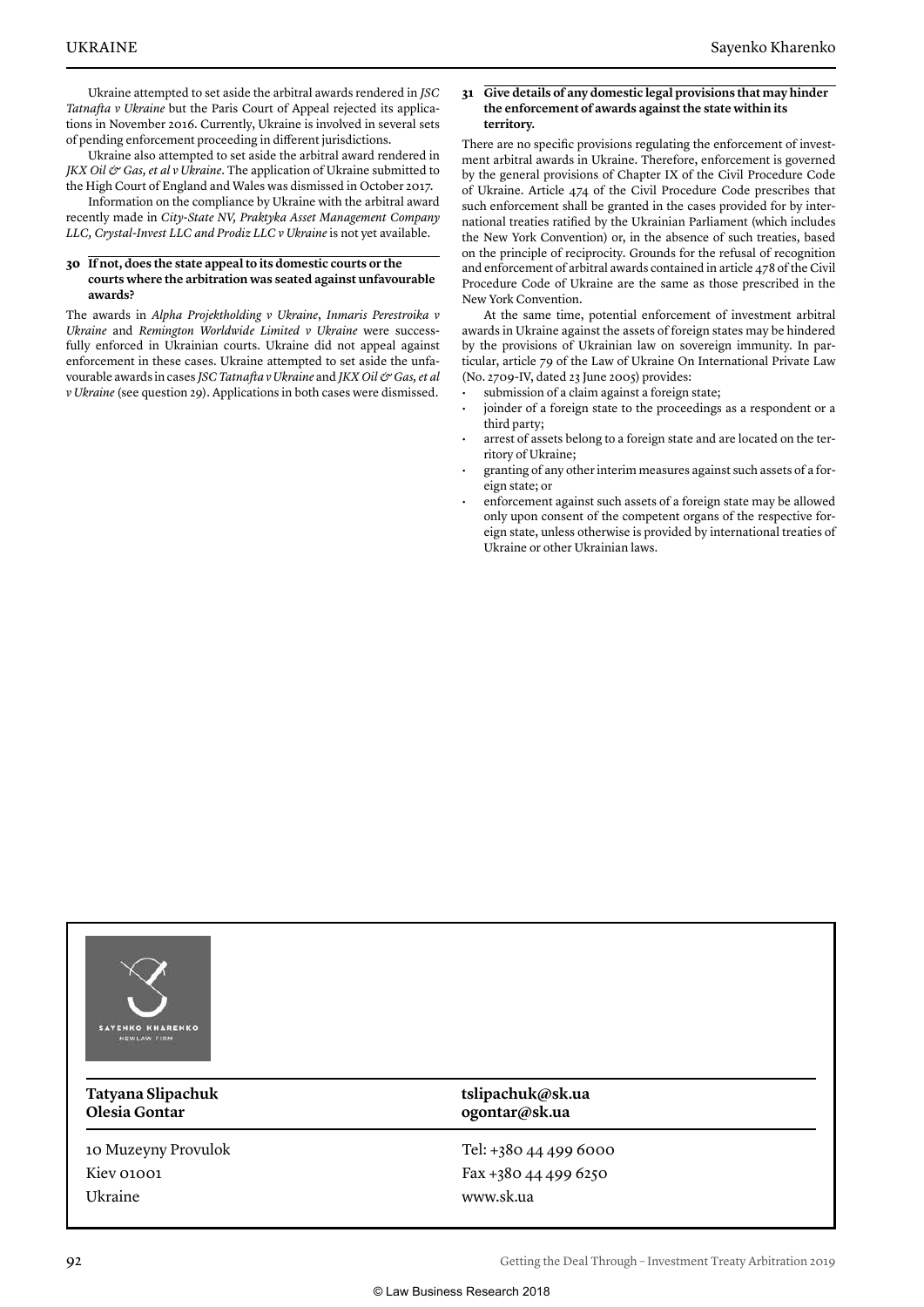Ukraine attempted to set aside the arbitral awards rendered in *JSC Tatnafta v Ukraine* but the Paris Court of Appeal rejected its applications in November 2016. Currently, Ukraine is involved in several sets of pending enforcement proceeding in different jurisdictions.

Ukraine also attempted to set aside the arbitral award rendered in *JKX Oil & Gas, et al v Ukraine*. The application of Ukraine submitted to the High Court of England and Wales was dismissed in October 2017.

Information on the compliance by Ukraine with the arbitral award recently made in *City-State NV, Praktyka Asset Management Company LLC, Crystal-Invest LLC and Prodiz LLC v Ukraine* is not yet available.

### 30 If not, does the state appeal to its domestic courts or the courts where the arbitration was seated against unfavourable awards?

The awards in *Alpha Projektholding v Ukraine*, *Inmaris Perestroika v Ukraine* and *Remington Worldwide Limited v Ukraine* were successfully enforced in Ukrainian courts. Ukraine did not appeal against enforcement in these cases. Ukraine attempted to set aside the unfavourable awards in cases *JSC Tatnafta v Ukraine* and *JKX Oil & Gas, et al v Ukraine* (see question 29). Applications in both cases were dismissed.

### 31 Give details of any domestic legal provisions that may hinder the enforcement of awards against the state within its territory.

There are no specific provisions regulating the enforcement of investment arbitral awards in Ukraine. Therefore, enforcement is governed by the general provisions of Chapter IX of the Civil Procedure Code of Ukraine. Article 474 of the Civil Procedure Code prescribes that such enforcement shall be granted in the cases provided for by international treaties ratified by the Ukrainian Parliament (which includes the New York Convention) or, in the absence of such treaties, based on the principle of reciprocity. Grounds for the refusal of recognition and enforcement of arbitral awards contained in article 478 of the Civil Procedure Code of Ukraine are the same as those prescribed in the New York Convention.

At the same time, potential enforcement of investment arbitral awards in Ukraine against the assets of foreign states may be hindered by the provisions of Ukrainian law on sovereign immunity. In particular, article 79 of the Law of Ukraine On International Private Law (No. 2709-IV, dated 23 June 2005) provides:

- submission of a claim against a foreign state;
- joinder of a foreign state to the proceedings as a respondent or a third party;
- arrest of assets belong to a foreign state and are located on the territory of Ukraine;
- granting of any other interim measures against such assets of a foreign state; or
- enforcement against such assets of a foreign state may be allowed only upon consent of the competent organs of the respective foreign state, unless otherwise is provided by international treaties of Ukraine or other Ukrainian laws.

SAYENKO KHARENKO
NEW LAW FIRM

| | |
|---|---|
| **Tatyana Slipachuk** | **tslipachuk@sk.ua** |
| **Olesia Gontar** | **ogontar@sk.ua** |
| 10 Muzeyny Provulok | Tel: +380 44 499 6000 |
| Kiev 01001 | Fax +380 44 499 6250 |
| Ukraine | www.sk.ua |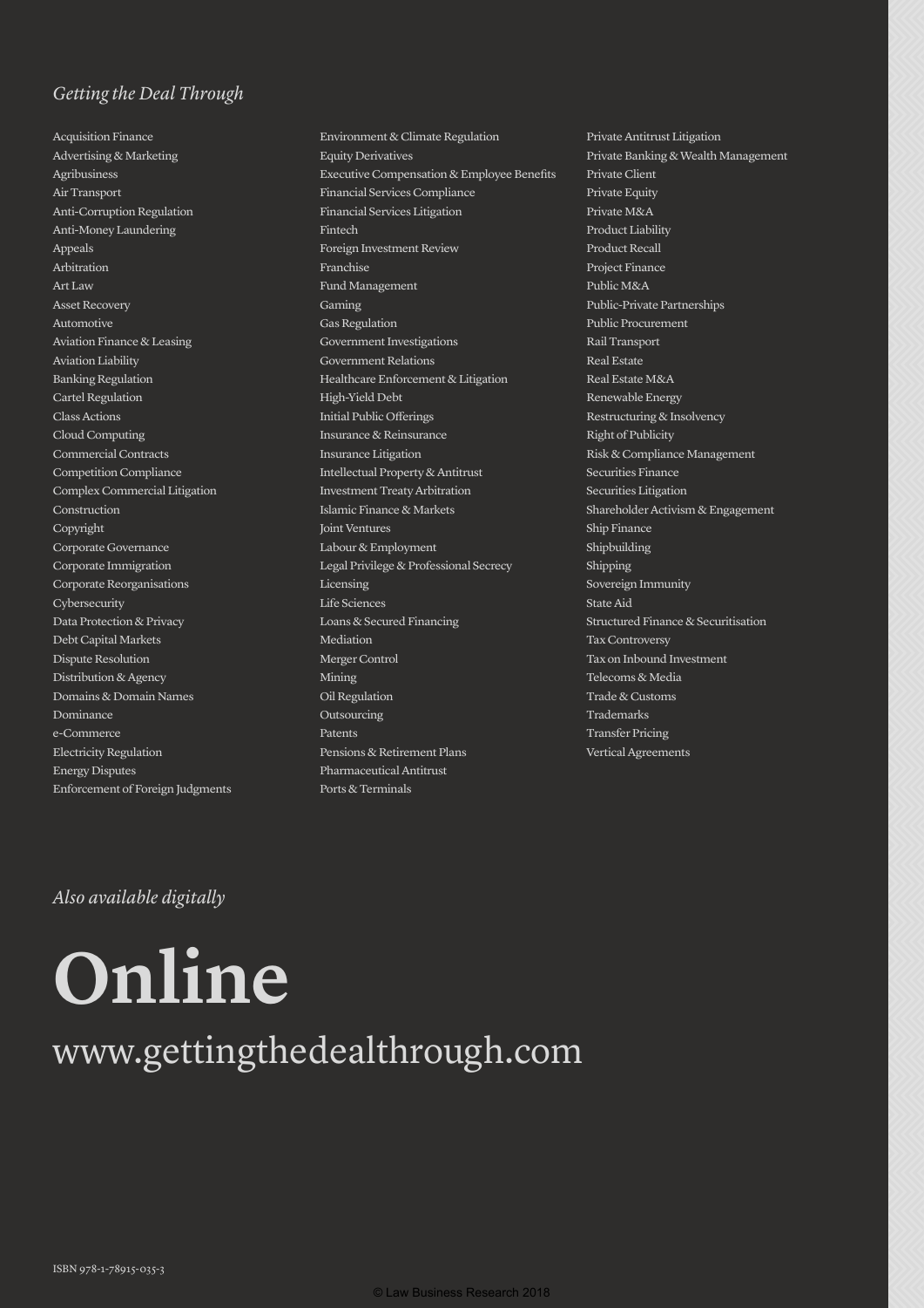*Getting the Deal Through*

Acquisition Finance
Advertising & Marketing
Agribusiness
Air Transport
Anti-Corruption Regulation
Anti-Money Laundering
Appeals
Arbitration
Art Law
Asset Recovery
Automotive
Aviation Finance & Leasing
Aviation Liability
Banking Regulation
Cartel Regulation
Class Actions
Cloud Computing
Commercial Contracts
Competition Compliance
Complex Commercial Litigation
Construction
Copyright
Corporate Governance
Corporate Immigration
Corporate Reorganisations
Cybersecurity
Data Protection & Privacy
Debt Capital Markets
Dispute Resolution
Distribution & Agency
Domains & Domain Names
Dominance
e-Commerce
Electricity Regulation
Energy Disputes
Enforcement of Foreign Judgments
Environment & Climate Regulation
Equity Derivatives
Executive Compensation & Employee Benefits
Financial Services Compliance
Financial Services Litigation
Fintech
Foreign Investment Review
Franchise
Fund Management
Gaming
Gas Regulation
Government Investigations
Government Relations
Healthcare Enforcement & Litigation
High-Yield Debt
Initial Public Offerings
Insurance & Reinsurance
Insurance Litigation
Intellectual Property & Antitrust
Investment Treaty Arbitration
Islamic Finance & Markets
Joint Ventures
Labour & Employment
Legal Privilege & Professional Secrecy
Licensing
Life Sciences
Loans & Secured Financing
Mediation
Merger Control
Mining
Oil Regulation
Outsourcing
Patents
Pensions & Retirement Plans
Pharmaceutical Antitrust
Ports & Terminals
Private Antitrust Litigation
Private Banking & Wealth Management
Private Client
Private Equity
Private M&A
Product Liability
Product Recall
Project Finance
Public M&A
Public-Private Partnerships
Public Procurement
Rail Transport
Real Estate
Real Estate M&A
Renewable Energy
Restructuring & Insolvency
Right of Publicity
Risk & Compliance Management
Securities Finance
Securities Litigation
Shareholder Activism & Engagement
Ship Finance
Shipbuilding
Shipping
Sovereign Immunity
State Aid
Structured Finance & Securitisation
Tax Controversy
Tax on Inbound Investment
Telecoms & Media
Trade & Customs
Trademarks
Transfer Pricing
Vertical Agreements

*Also available digitally*

# Online

www.gettingthedealthrough.com

ISBN 978-1-78915-035-3

© Law Business Research 2018